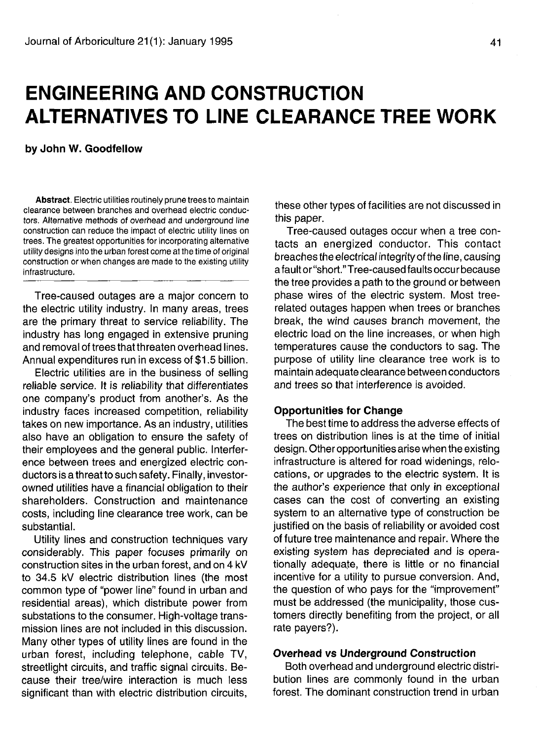# ENGINEERING AND CONSTRUCTION ALTERNATIVES TO LINE CLEARANCE TREE WORK

**by John W. Goodfellow**

**Abstract.** Electric utilities routinely prune trees to maintain clearance between branches and overhead electric conductors. Alternative methods of overhead and underground line construction can reduce the impact of electric utility lines on trees. The greatest opportunities for incorporating alternative utility designs into the urban forest come at the time of original construction or when changes are made to the existing utility infrastructure.

Tree-caused outages are a major concern to the electric utility industry. In many areas, trees are the primary threat to service reliability. The industry has long engaged in extensive pruning and removal of trees that threaten overhead lines. Annual expenditures run in excess of $1.5 billion.

Electric utilities are in the business of selling reliable service. It is reliability that differentiates one company's product from another's. As the industry faces increased competition, reliability takes on new importance. As an industry, utilities also have an obligation to ensure the safety of their employees and the general public. Interference between trees and energized electric conductors is a threat to such safety. Finally, investor-owned utilities have a financial obligation to their shareholders. Construction and maintenance costs, including line clearance tree work, can be substantial.

Utility lines and construction techniques vary considerably. This paper focuses primarily on construction sites in the urban forest, and on 4 kV to 34.5 kV electric distribution lines (the most common type of "power line" found in urban and residential areas), which distribute power from substations to the consumer. High-voltage transmission lines are not included in this discussion. Many other types of utility lines are found in the urban forest, including telephone, cable TV, streetlight circuits, and traffic signal circuits. Because their tree/wire interaction is much less significant than with electric distribution circuits, these other types of facilities are not discussed in this paper.

Tree-caused outages occur when a tree contacts an energized conductor. This contact breaches the electrical integrity of the line, causing a fault or "short." Tree-caused faults occur because the tree provides a path to the ground or between phase wires of the electric system. Most tree-related outages happen when trees or branches break, the wind causes branch movement, the electric load on the line increases, or when high temperatures cause the conductors to sag. The purpose of utility line clearance tree work is to maintain adequate clearance between conductors and trees so that interference is avoided.

### Opportunities for Change

The best time to address the adverse effects of trees on distribution lines is at the time of initial design. Other opportunities arise when the existing infrastructure is altered for road widenings, relocations, or upgrades to the electric system. It is the author's experience that only in exceptional cases can the cost of converting an existing system to an alternative type of construction be justified on the basis of reliability or avoided cost of future tree maintenance and repair. Where the existing system has depreciated and is operationally adequate, there is little or no financial incentive for a utility to pursue conversion. And, the question of who pays for the "improvement" must be addressed (the municipality, those customers directly benefiting from the project, or all rate payers?).

### Overhead vs Underground Construction

Both overhead and underground electric distribution lines are commonly found in the urban forest. The dominant construction trend in urban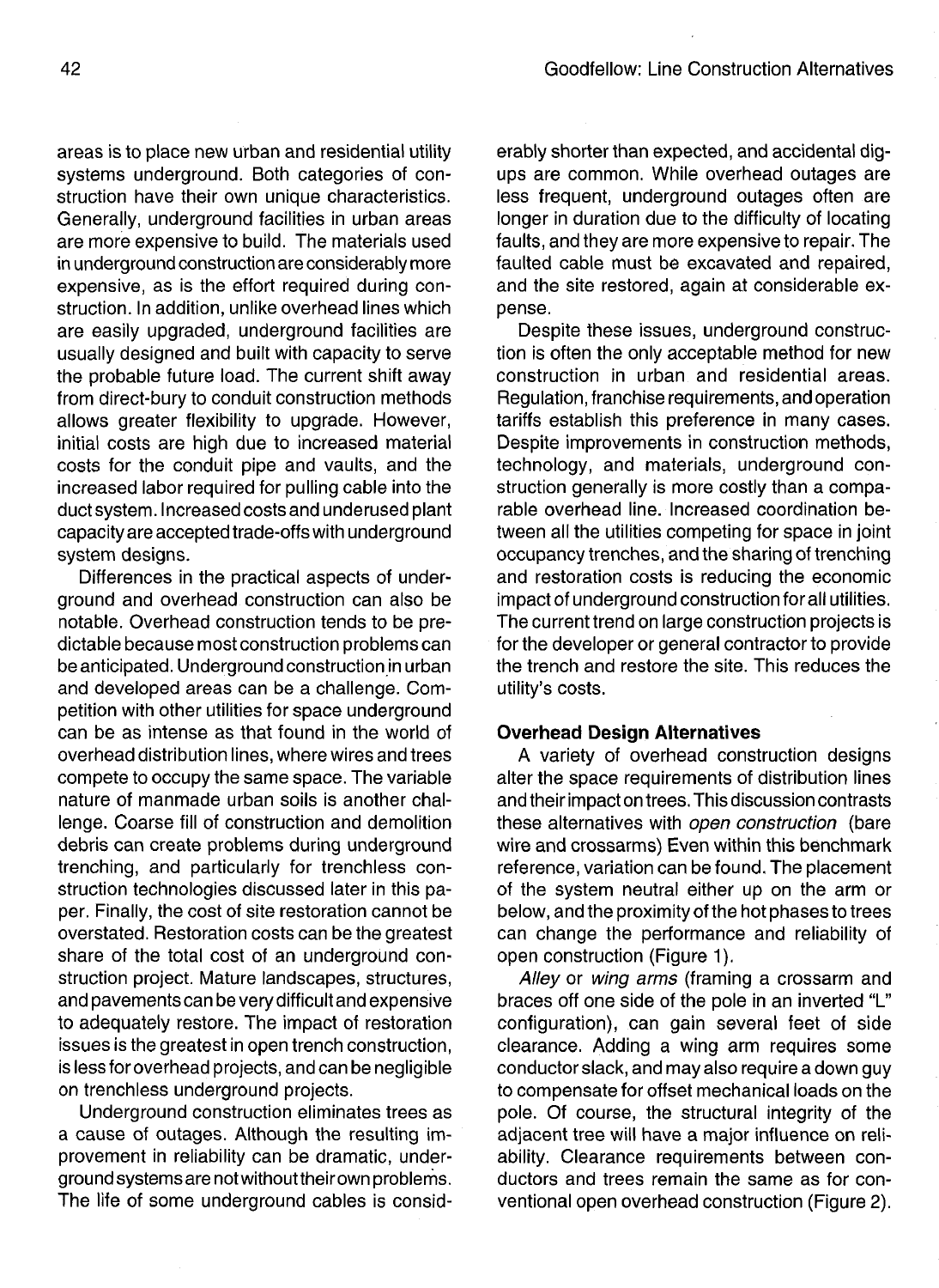areas is to place new urban and residential utility systems underground. Both categories of construction have their own unique characteristics. Generally, underground facilities in urban areas are more expensive to build. The materials used in underground construction are considerably more expensive, as is the effort required during construction. In addition, unlike overhead lines which are easily upgraded, underground facilities are usually designed and built with capacity to serve the probable future load. The current shift away from direct-bury to conduit construction methods allows greater flexibility to upgrade. However, initial costs are high due to increased material costs for the conduit pipe and vaults, and the increased labor required for pulling cable into the duct system. Increased costs and underused plant capacity are accepted trade-offs with underground system designs.

Differences in the practical aspects of underground and overhead construction can also be notable. Overhead construction tends to be predictable because most construction problems can be anticipated. Underground construction in urban and developed areas can be a challenge. Competition with other utilities for space underground can be as intense as that found in the world of overhead distribution lines, where wires and trees compete to occupy the same space. The variable nature of manmade urban soils is another challenge. Coarse fill of construction and demolition debris can create problems during underground trenching, and particularly for trenchless construction technologies discussed later in this paper. Finally, the cost of site restoration cannot be overstated. Restoration costs can be the greatest share of the total cost of an underground construction project. Mature landscapes, structures, and pavements can be very difficult and expensive to adequately restore. The impact of restoration issues is the greatest in open trench construction, is less for overhead projects, and can be negligible on trenchless underground projects.

Underground construction eliminates trees as a cause of outages. Although the resulting improvement in reliability can be dramatic, underground systems are not without their own problems. The life of some underground cables is considerably shorter than expected, and accidental dig-ups are common. While overhead outages are less frequent, underground outages often are longer in duration due to the difficulty of locating faults, and they are more expensive to repair. The faulted cable must be excavated and repaired, and the site restored, again at considerable expense.

Despite these issues, underground construction is often the only acceptable method for new construction in urban and residential areas. Regulation, franchise requirements, and operation tariffs establish this preference in many cases. Despite improvements in construction methods, technology, and materials, underground construction generally is more costly than a comparable overhead line. Increased coordination between all the utilities competing for space in joint occupancy trenches, and the sharing of trenching and restoration costs is reducing the economic impact of underground construction for all utilities. The current trend on large construction projects is for the developer or general contractor to provide the trench and restore the site. This reduces the utility's costs.

### Overhead Design Alternatives

A variety of overhead construction designs alter the space requirements of distribution lines and their impact on trees. This discussion contrasts these alternatives with *open construction* (bare wire and crossarms) Even within this benchmark reference, variation can be found. The placement of the system neutral either up on the arm or below, and the proximity of the hot phases to trees can change the performance and reliability of open construction (Figure 1).

*Alley* or *wing arms* (framing a crossarm and braces off one side of the pole in an inverted "L" configuration), can gain several feet of side clearance. Adding a wing arm requires some conductor slack, and may also require a down guy to compensate for offset mechanical loads on the pole. Of course, the structural integrity of the adjacent tree will have a major influence on reliability. Clearance requirements between conductors and trees remain the same as for conventional open overhead construction (Figure 2).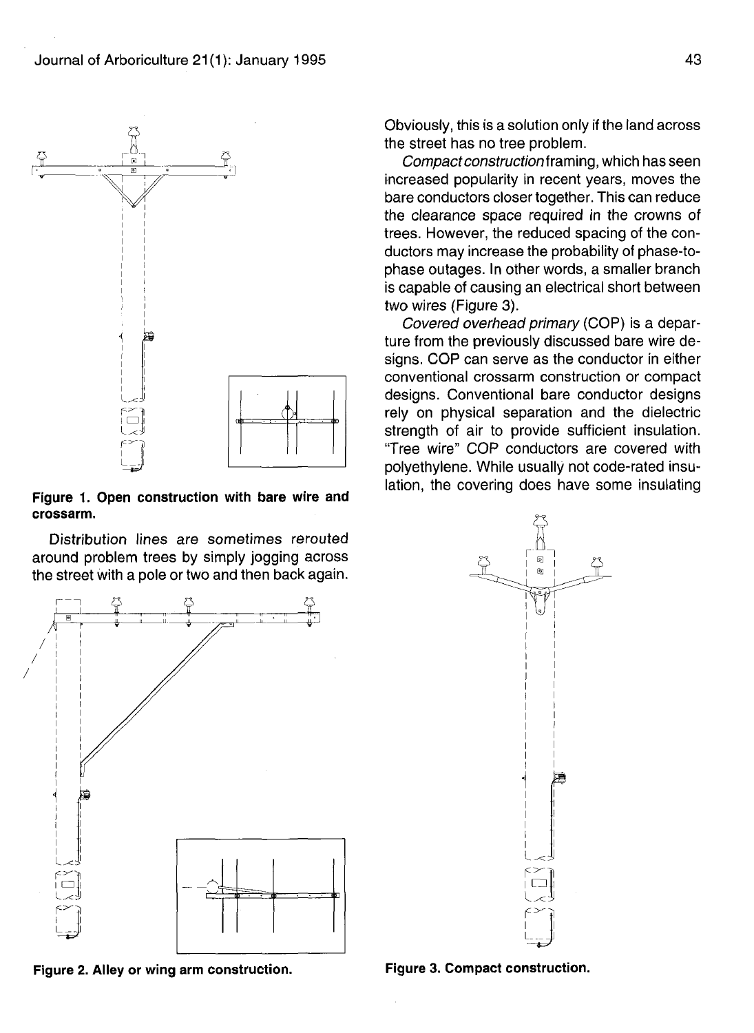Figure 1. Open construction with bare wire and crossarm.

Distribution lines are sometimes rerouted around problem trees by simply jogging across the street with a pole or two and then back again. Obviously, this is a solution only if the land across the street has no tree problem.

*Compact construction* framing, which has seen increased popularity in recent years, moves the bare conductors closer together. This can reduce the clearance space required in the crowns of trees. However, the reduced spacing of the conductors may increase the probability of phase-to-phase outages. In other words, a smaller branch is capable of causing an electrical short between two wires (Figure 3).

*Covered overhead primary* (COP) is a departure from the previously discussed bare wire designs. COP can serve as the conductor in either conventional crossarm construction or compact designs. Conventional bare conductor designs rely on physical separation and the dielectric strength of air to provide sufficient insulation. "Tree wire" COP conductors are covered with polyethylene. While usually not code-rated insulation, the covering does have some insulating

Figure 2. Alley or wing arm construction.

Figure 3. Compact construction.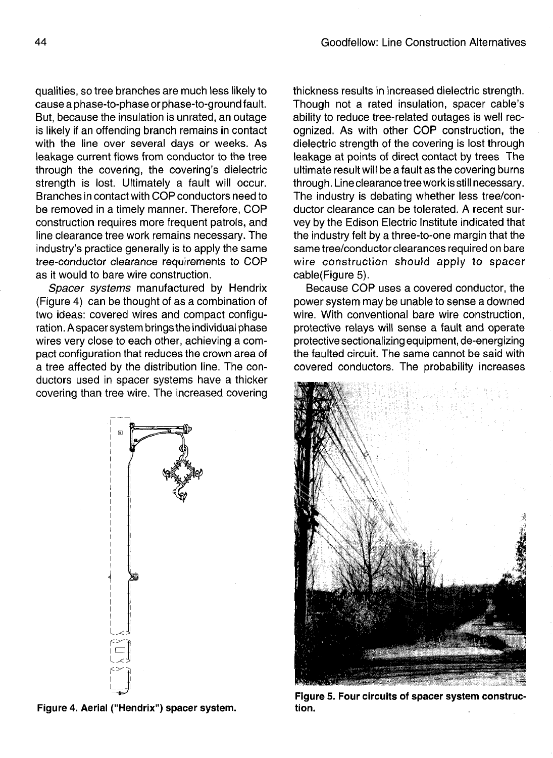qualities, so tree branches are much less likely to cause a phase-to-phase or phase-to-ground fault. But, because the insulation is unrated, an outage is likely if an offending branch remains in contact with the line over several days or weeks. As leakage current flows from conductor to the tree through the covering, the covering's dielectric strength is lost. Ultimately a fault will occur. Branches in contact with COP conductors need to be removed in a timely manner. Therefore, COP construction requires more frequent patrols, and line clearance tree work remains necessary. The industry's practice generally is to apply the same tree-conductor clearance requirements to COP as it would to bare wire construction.

*Spacer systems* manufactured by Hendrix (Figure 4) can be thought of as a combination of two ideas: covered wires and compact configuration. A spacer system brings the individual phase wires very close to each other, achieving a compact configuration that reduces the crown area of a tree affected by the distribution line. The conductors used in spacer systems have a thicker covering than tree wire. The increased covering thickness results in increased dielectric strength. Though not a rated insulation, spacer cable's ability to reduce tree-related outages is well recognized. As with other COP construction, the dielectric strength of the covering is lost through leakage at points of direct contact by trees The ultimate result will be a fault as the covering burns through. Line clearance tree work is still necessary. The industry is debating whether less tree/conductor clearance can be tolerated. A recent survey by the Edison Electric Institute indicated that the industry felt by a three-to-one margin that the same tree/conductor clearances required on bare wire construction should apply to spacer cable(Figure 5).

Because COP uses a covered conductor, the power system may be unable to sense a downed wire. With conventional bare wire construction, protective relays will sense a fault and operate protective sectionalizing equipment, de-energizing the faulted circuit. The same cannot be said with covered conductors. The probability increases

**Figure 4. Aerial ("Hendrix") spacer system.**

**Figure 5. Four circuits of spacer system construction.**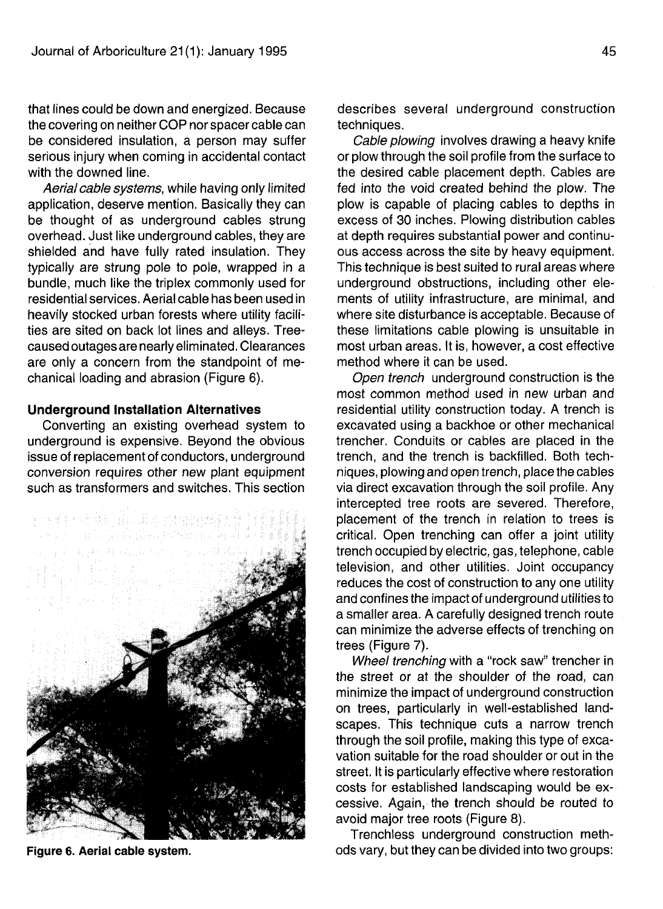that lines could be down and energized. Because the covering on neither COP nor spacer cable can be considered insulation, a person may suffer serious injury when coming in accidental contact with the downed line.

*Aerial cable systems*, while having only limited application, deserve mention. Basically they can be thought of as underground cables strung overhead. Just like underground cables, they are shielded and have fully rated insulation. They typically are strung pole to pole, wrapped in a bundle, much like the triplex commonly used for residential services. Aerial cable has been used in heavily stocked urban forests where utility facilities are sited on back lot lines and alleys. Tree-caused outages are nearly eliminated. Clearances are only a concern from the standpoint of mechanical loading and abrasion (Figure 6).

### Underground Installation Alternatives

Converting an existing overhead system to underground is expensive. Beyond the obvious issue of replacement of conductors, underground conversion requires other new plant equipment such as transformers and switches. This section describes several underground construction techniques.

**Figure 6. Aerial cable system.**

*Cable plowing* involves drawing a heavy knife or plow through the soil profile from the surface to the desired cable placement depth. Cables are fed into the void created behind the plow. The plow is capable of placing cables to depths in excess of 30 inches. Plowing distribution cables at depth requires substantial power and continuous access across the site by heavy equipment. This technique is best suited to rural areas where underground obstructions, including other elements of utility infrastructure, are minimal, and where site disturbance is acceptable. Because of these limitations cable plowing is unsuitable in most urban areas. It is, however, a cost effective method where it can be used.

*Open trench* underground construction is the most common method used in new urban and residential utility construction today. A trench is excavated using a backhoe or other mechanical trencher. Conduits or cables are placed in the trench, and the trench is backfilled. Both techniques, plowing and open trench, place the cables via direct excavation through the soil profile. Any intercepted tree roots are severed. Therefore, placement of the trench in relation to trees is critical. Open trenching can offer a joint utility trench occupied by electric, gas, telephone, cable television, and other utilities. Joint occupancy reduces the cost of construction to any one utility and confines the impact of underground utilities to a smaller area. A carefully designed trench route can minimize the adverse effects of trenching on trees (Figure 7).

*Wheel trenching* with a "rock saw" trencher in the street or at the shoulder of the road, can minimize the impact of underground construction on trees, particularly in well-established landscapes. This technique cuts a narrow trench through the soil profile, making this type of excavation suitable for the road shoulder or out in the street. It is particularly effective where restoration costs for established landscaping would be excessive. Again, the trench should be routed to avoid major tree roots (Figure 8).

Trenchless underground construction methods vary, but they can be divided into two groups: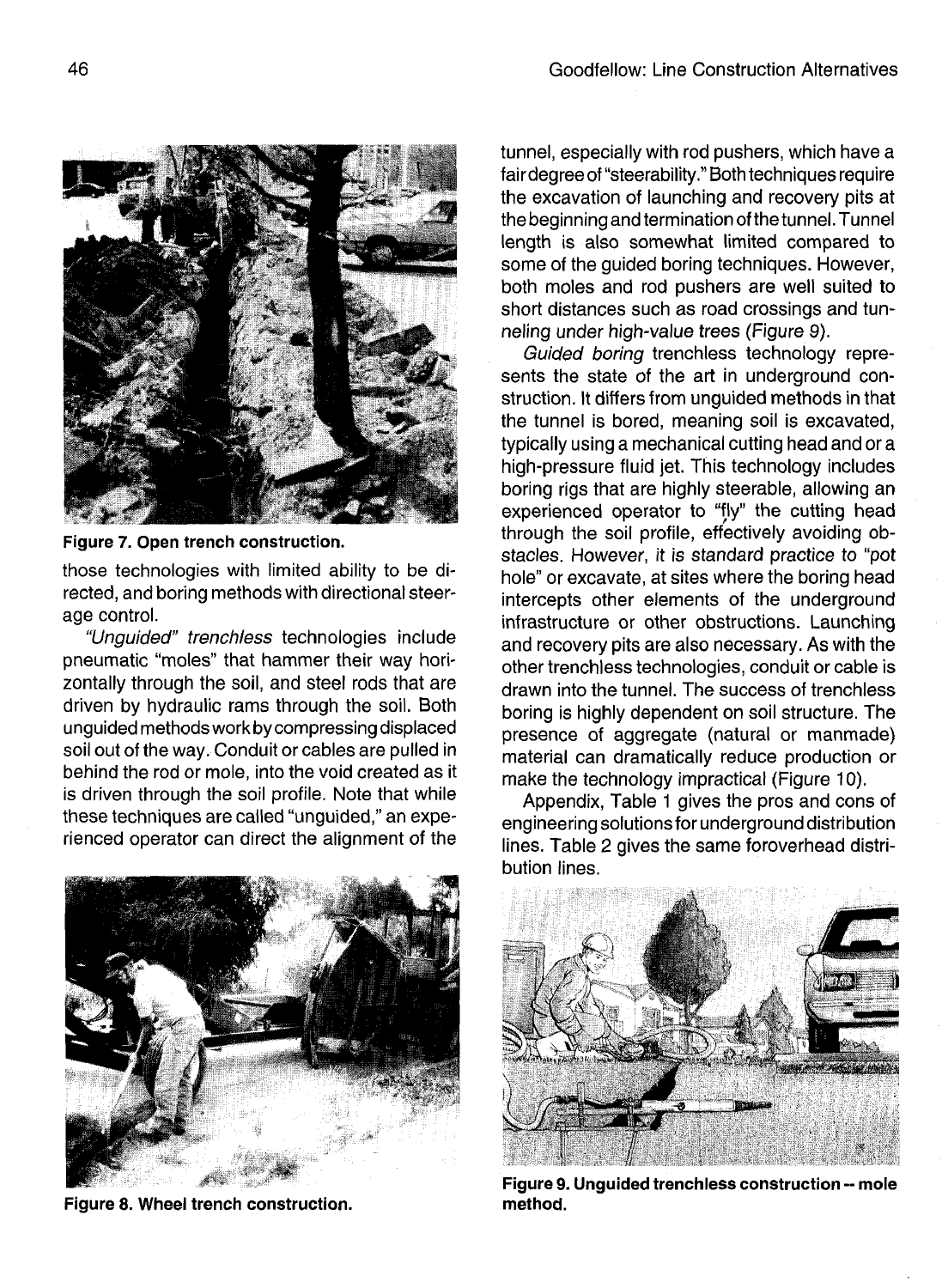Figure 7. Open trench construction.

those technologies with limited ability to be directed, and boring methods with directional steerage control.

*"Unguided" trenchless* technologies include pneumatic "moles" that hammer their way horizontally through the soil, and steel rods that are driven by hydraulic rams through the soil. Both unguided methods work by compressing displaced soil out of the way. Conduit or cables are pulled in behind the rod or mole, into the void created as it is driven through the soil profile. Note that while these techniques are called "unguided," an experienced operator can direct the alignment of the tunnel, especially with rod pushers, which have a fair degree of "steerability." Both techniques require the excavation of launching and recovery pits at the beginning and termination of the tunnel. Tunnel length is also somewhat limited compared to some of the guided boring techniques. However, both moles and rod pushers are well suited to short distances such as road crossings and tunneling under high-value trees (Figure 9).

*Guided boring* trenchless technology represents the state of the art in underground construction. It differs from unguided methods in that the tunnel is bored, meaning soil is excavated, typically using a mechanical cutting head and or a high-pressure fluid jet. This technology includes boring rigs that are highly steerable, allowing an experienced operator to "fly" the cutting head through the soil profile, effectively avoiding obstacles. However, it is standard practice to "pot hole" or excavate, at sites where the boring head intercepts other elements of the underground infrastructure or other obstructions. Launching and recovery pits are also necessary. As with the other trenchless technologies, conduit or cable is drawn into the tunnel. The success of trenchless boring is highly dependent on soil structure. The presence of aggregate (natural or manmade) material can dramatically reduce production or make the technology impractical (Figure 10).

Appendix, Table 1 gives the pros and cons of engineering solutions for underground distribution lines. Table 2 gives the same foroverhead distribution lines.

Figure 8. Wheel trench construction.

Figure 9. Unguided trenchless construction -- mole method.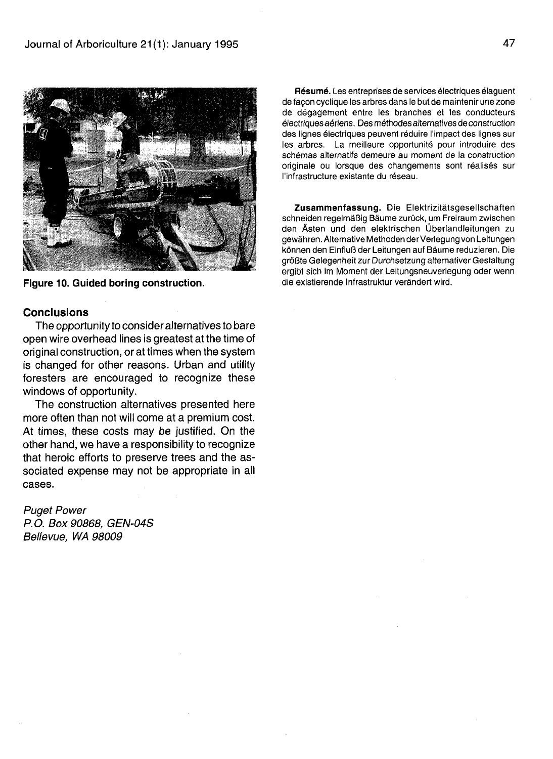**Figure 10. Guided boring construction.**

## Conclusions

The opportunity to consider alternatives to bare open wire overhead lines is greatest at the time of original construction, or at times when the system is changed for other reasons. Urban and utility foresters are encouraged to recognize these windows of opportunity.

The construction alternatives presented here more often than not will come at a premium cost. At times, these costs may be justified. On the other hand, we have a responsibility to recognize that heroic efforts to preserve trees and the associated expense may not be appropriate in all cases.

*Puget Power*
*P.O. Box 90868, GEN-04S*
*Bellevue, WA 98009*

**Résumé.** Les entreprises de services électriques élaguent de façon cyclique les arbres dans le but de maintenir une zone de dégagement entre les branches et les conducteurs électriques aériens. Des méthodes alternatives de construction des lignes électriques peuvent réduire l'impact des lignes sur les arbres. La meilleure opportunité pour introduire des schémas alternatifs demeure au moment de la construction originale ou lorsque des changements sont réalisés sur l'infrastructure existante du réseau.

**Zusammenfassung.** Die Elektrizitätsgesellschaften schneiden regelmäßig Bäume zurück, um Freiraum zwischen den Ästen und den elektrischen Überlandleitungen zu gewähren. Alternative Methoden der Verlegung von Leitungen können den Einfluß der Leitungen auf Bäume reduzieren. Die größte Gelegenheit zur Durchsetzung alternativer Gestaltung ergibt sich im Moment der Leitungsneuverlegung oder wenn die existierende Infrastruktur verändert wird.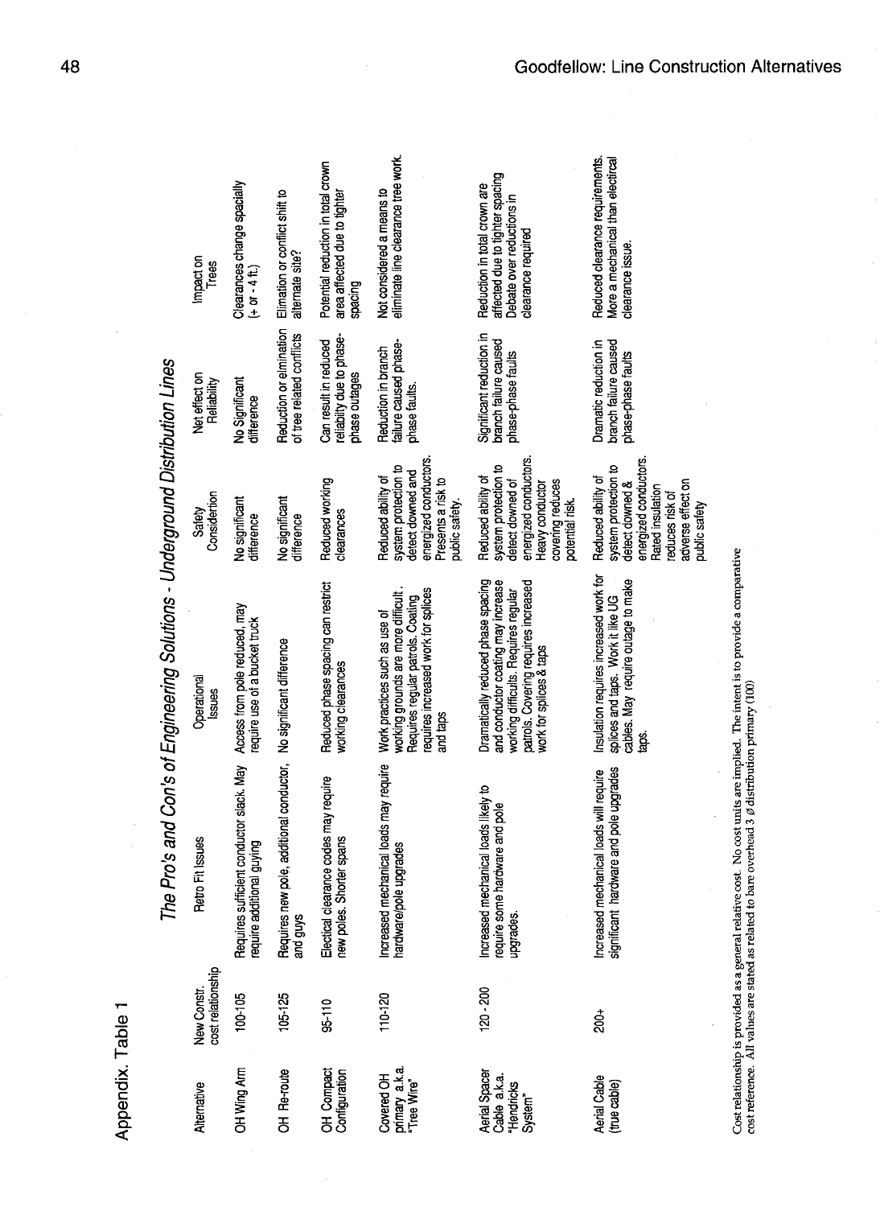Appendix. Table 1

## The Pro's and Con's of Engineering Solutions - Underground Distribution Lines

| Alternative | New Constr. cost relationship | Retro Fit Issues | Operational Issues | Safety Consideration | Net effect on Reliability | Impact on Trees |
|---|---|---|---|---|---|---|
| OH Wing Arm | 100-105 | Requires sufficient conductor slack. May require additional guying | Access from pole reduced, may require use of a bucket truck | No significant difference | No Significant difference | Clearances change spacially (+ or - 4 ft.) |
| OH Re-route | 105-125 | Requires new pole, additional conductor, and guys | No significant difference | No significant difference | Reduction or elmination of tree related conflicts | Elimation or conflict shift to alternate site? |
| OH Compact Configuration | 95-110 | Electical clearance codes may require new poles. Shorter spans | Reduced phase spacing can restrict working clearances | Reduced working clearances | Can result in reduced reliabity due to phase-phase outages | Potential reduction in total crown area affected due to tighter spacing |
| Covered OH primary a.k.a. "Tree Wire" | 110-120 | Increased mechanical loads may require hardware/pole upgrades | Work practices such as use of working grounds are more difficult. Requires regular patrols. Coating requires increased work for splices and taps | Reduced ability of system protection to detect downed and energized conductors. Presents a risk to public safety. | Reduction in branch failure caused phase-phase faults. | Not considered a means to eliminate line clearance tree work. |
| Aerial Spacer Cable a.k.a. "Hendricks System" | 120 - 200 | Increased mechanical loads likely to require some hardware and pole upgrades. | Dramatically reduced phase spacing and conductor coating may increase working difficults. Requires regular patrols. Covering requires increased work for splices & taps | Reduced ability of system protection to detect downed of energized conductors. Heavy conductor covering reduces potential risk. | Significant reduction in branch failure caused phase-phase faults | Reduction in total crown are affected due to tighter spacing Debate over reductions in clearance required |
| Aerial Cable (true cable) | 200+ | Increased mechanical loads will require significant hardware and pole upgrades | Insulation requires increased work for splices and taps. Work it like UG cables. May require outage to make taps. | Reduced ability of system protection to detect downed & energized conductors. Rated insulation reduces risk of adverse effect on public safety | Dramatic reduction in branch failure caused phase-phase faults | Reduced clearance requirements. More a mechanical than electrical clearance issue. |

Cost relationship is provided as a general relative cost. No cost units are implied. The intent is to provide a comparative cost reference. All values are stated as related to bare overhead 3 ø distribution primary (100)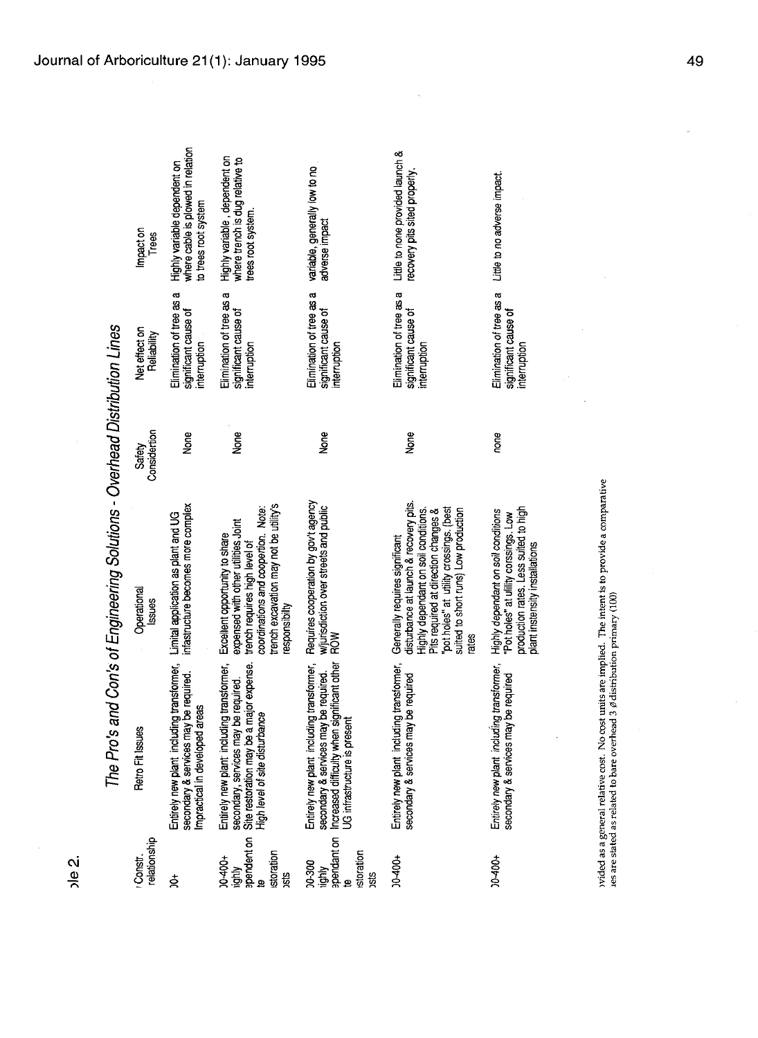ble 2.

## The Pro's and Con's of Engineering Solutions - Overhead Distribution Lines

| Constr. relationship | Retro Fit Issues | Operational Issues | Safety Consideration | Net effect on Reliability | Impact on Trees |
|---|---|---|---|---|---|
| )0+ | Entirely new plant including transformer, secondary & services may be required. Impractical in developed areas | Limital application as plant and UG infrastructure becomes more complex | None | Elimination of tree as a significant cause of interruption | Highly variable dependent on where cable is plowed in relation to trees root system |
| )0-400+ ighly ependent on te storation osts | Entirely new plant including transformer, secondary, services may be required. Site restoration may be a major expense. High level of site disturbance | Excellent opportunity to share expensed with other utilities Joint trench requires high level of coordinations and cooperation. Note: trench excavation may not be utility's responsibilty | None | Elimination of tree as a significant cause of interruption | Highly variable , dependent on where trench is dug relative to trees root system. |
| )0-300 ighly ependant on te storation osts | Entirely new plant including transformer, secondary & services may be required. Increased difficulty when significant other UG infrastructure is present | Requires cooperation by gov't agency w/jurisdiction over streets and public ROW | None | Elimination of tree as a significant cause of interruption | variable, generally low to no adverse impact |
| )0-400+ | Entirely new plant including transformer, secondary & services may be required | Generally requires significant disturbance at launch & recovery pits. Highly dependant on soil conditions. Pits required at direction changes & "pot holes" at utility crossings. (best suited to short runs) Low production rates | None | Elimination of tree as a significant cause of interruption | Little to none provided launch & recovery pits sited properly. |
| )0-400+ | Entirely new plant including transformer, secondary & services may be required | Highly dependant on soil conditions "Pot holes" at utility corssings. Low production rates. Less suited to high plant instensity installations | none | Elimination of tree as a significant cause of interruption | Little to no adverse impact. |

ovided as a general relative cost. No cost units are implied. The intent is to provide a comparative
ies are stated as related to bare overhead 3 ø distribution primary (100)